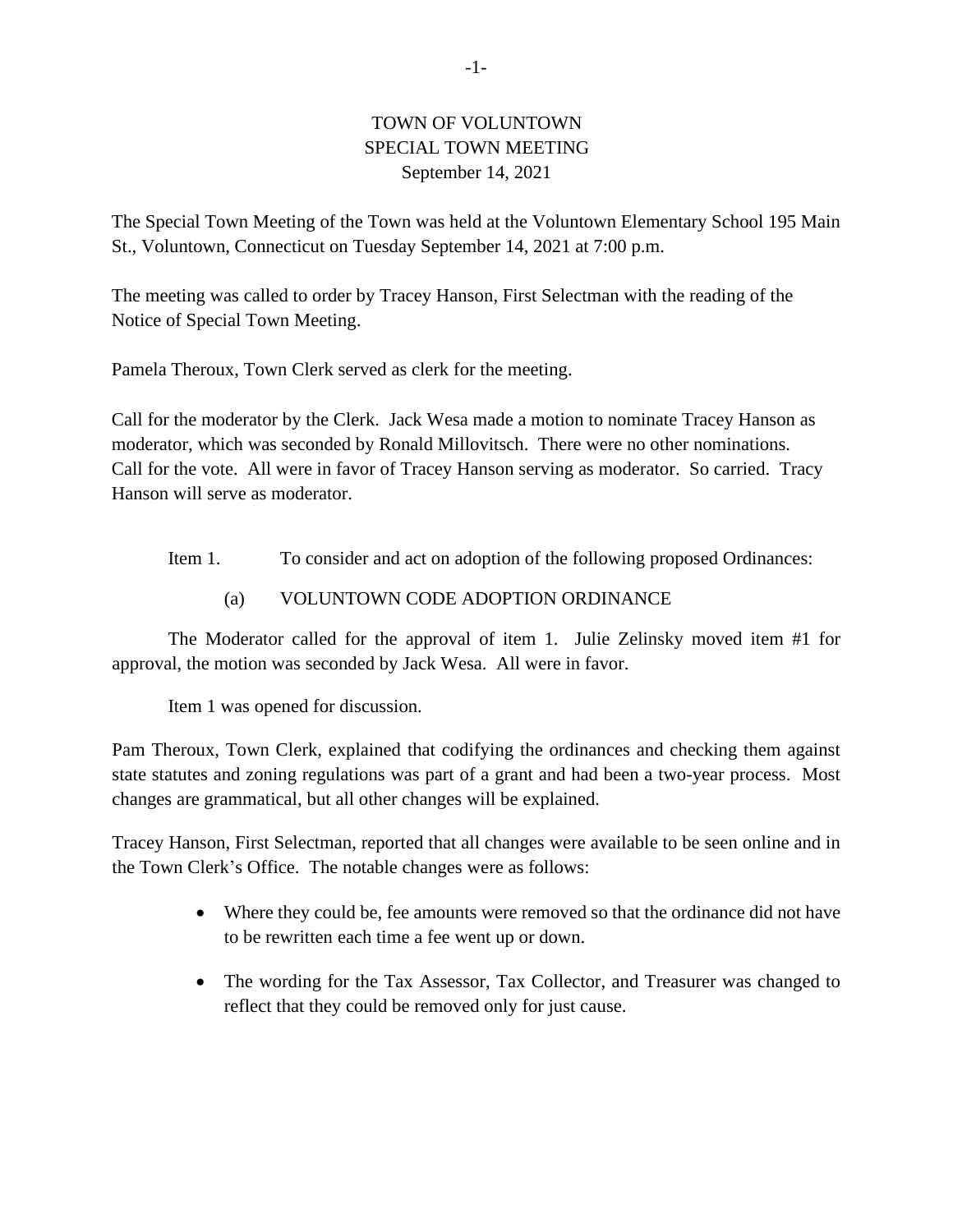# TOWN OF VOLUNTOWN
## SPECIAL TOWN MEETING
### September 14, 2021

The Special Town Meeting of the Town was held at the Voluntown Elementary School 195 Main St., Voluntown, Connecticut on Tuesday September 14, 2021 at 7:00 p.m.

The meeting was called to order by Tracey Hanson, First Selectman with the reading of the Notice of Special Town Meeting.

Pamela Theroux, Town Clerk served as clerk for the meeting.

Call for the moderator by the Clerk. Jack Wesa made a motion to nominate Tracey Hanson as moderator, which was seconded by Ronald Millovitsch. There were no other nominations. Call for the vote. All were in favor of Tracey Hanson serving as moderator. So carried. Tracy Hanson will serve as moderator.

Item 1. To consider and act on adoption of the following proposed Ordinances:

(a) VOLUNTOWN CODE ADOPTION ORDINANCE

The Moderator called for the approval of item 1. Julie Zelinsky moved item #1 for approval, the motion was seconded by Jack Wesa. All were in favor.

Item 1 was opened for discussion.

Pam Theroux, Town Clerk, explained that codifying the ordinances and checking them against state statutes and zoning regulations was part of a grant and had been a two-year process. Most changes are grammatical, but all other changes will be explained.

Tracey Hanson, First Selectman, reported that all changes were available to be seen online and in the Town Clerk's Office. The notable changes were as follows:

- Where they could be, fee amounts were removed so that the ordinance did not have to be rewritten each time a fee went up or down.
- The wording for the Tax Assessor, Tax Collector, and Treasurer was changed to reflect that they could be removed only for just cause.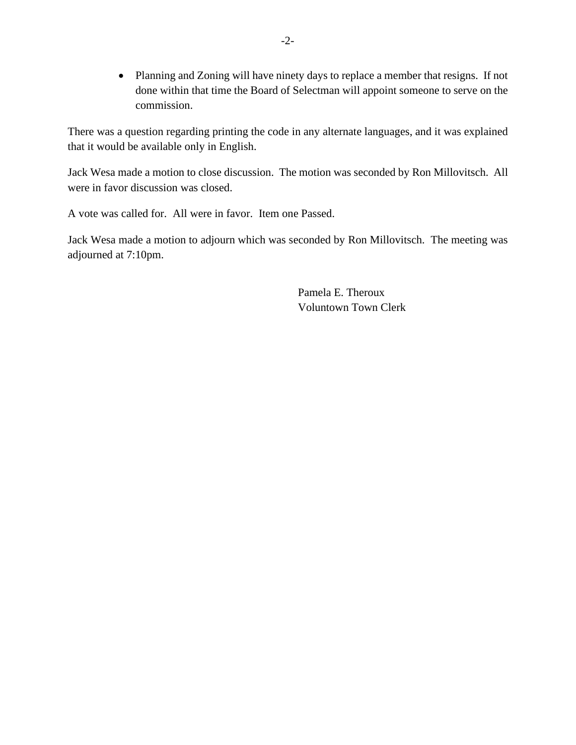- Planning and Zoning will have ninety days to replace a member that resigns. If not done within that time the Board of Selectman will appoint someone to serve on the commission.

There was a question regarding printing the code in any alternate languages, and it was explained that it would be available only in English.

Jack Wesa made a motion to close discussion. The motion was seconded by Ron Millovitsch. All were in favor discussion was closed.

A vote was called for. All were in favor. Item one Passed.

Jack Wesa made a motion to adjourn which was seconded by Ron Millovitsch. The meeting was adjourned at 7:10pm.

Pamela E. Theroux
Voluntown Town Clerk